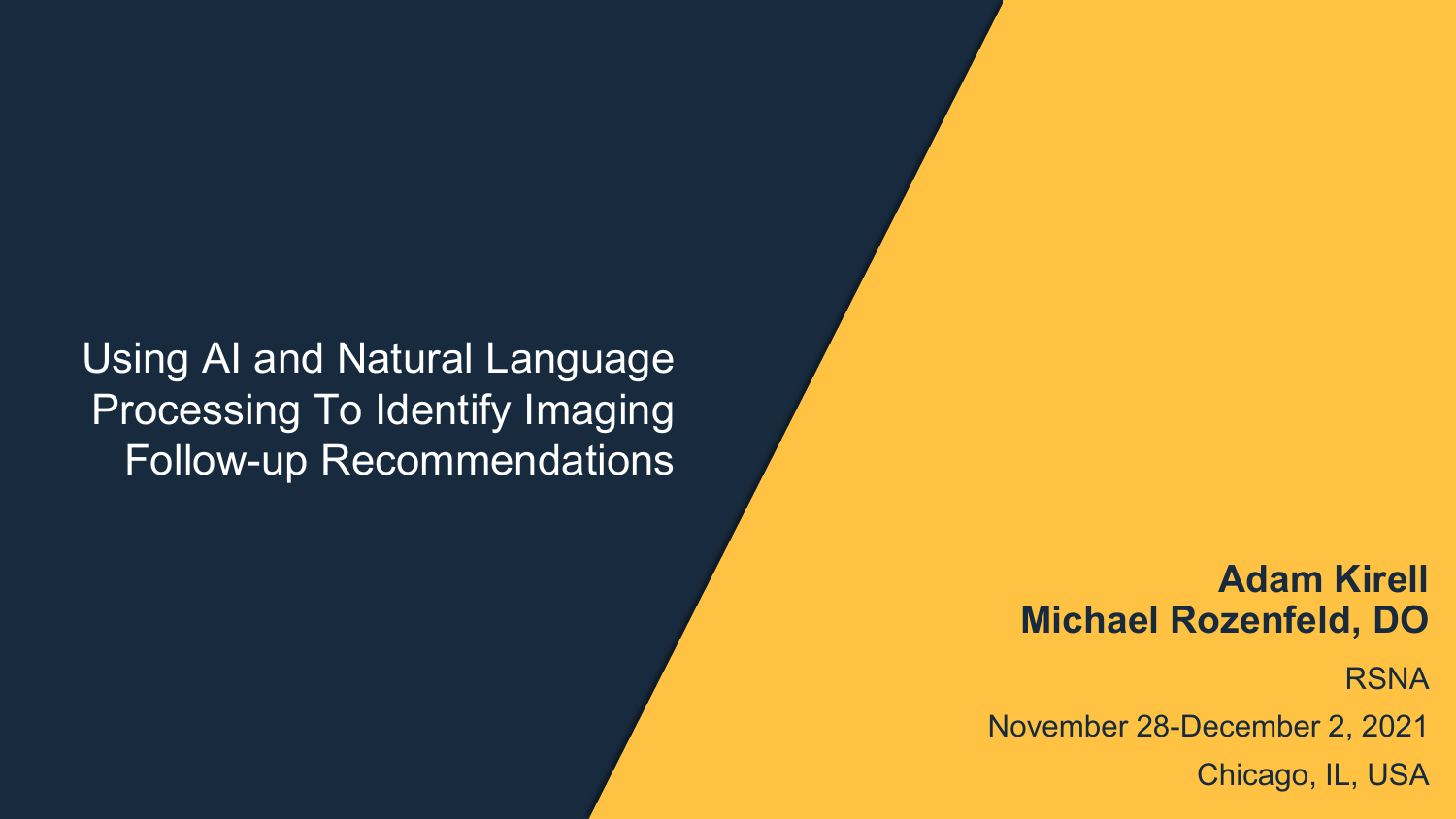# Using AI and Natural Language Processing To Identify Imaging Follow-up Recommendations

**Adam Kirell**
**Michael Rozenfeld, DO**

RSNA

November 28-December 2, 2021

Chicago, IL, USA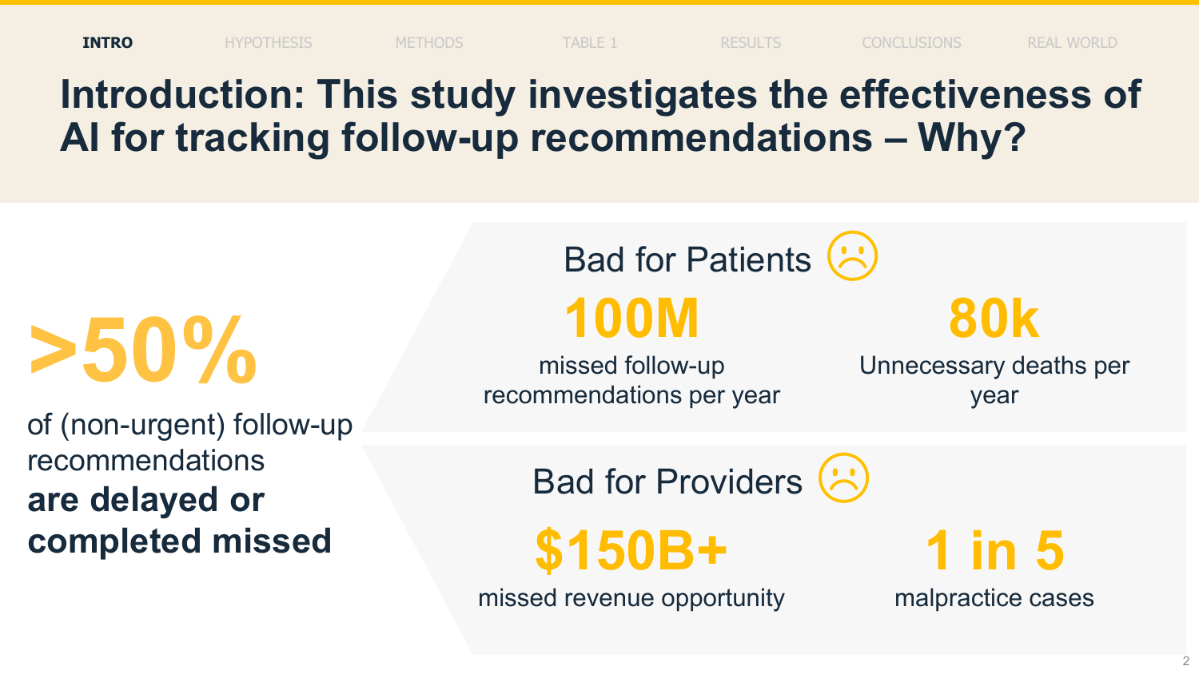INTRO | HYPOTHESIS | METHODS | TABLE 1 | RESULTS | CONCLUSIONS | REAL WORLD

# Introduction: This study investigates the effectiveness of AI for tracking follow-up recommendations – Why?

**>50%**

of (non-urgent) follow-up recommendations **are delayed or completed missed**

## Bad for Patients

**100M**

missed follow-up recommendations per year

**80k**

Unnecessary deaths per year

## Bad for Providers

**$150B+**

missed revenue opportunity

**1 in 5**

malpractice cases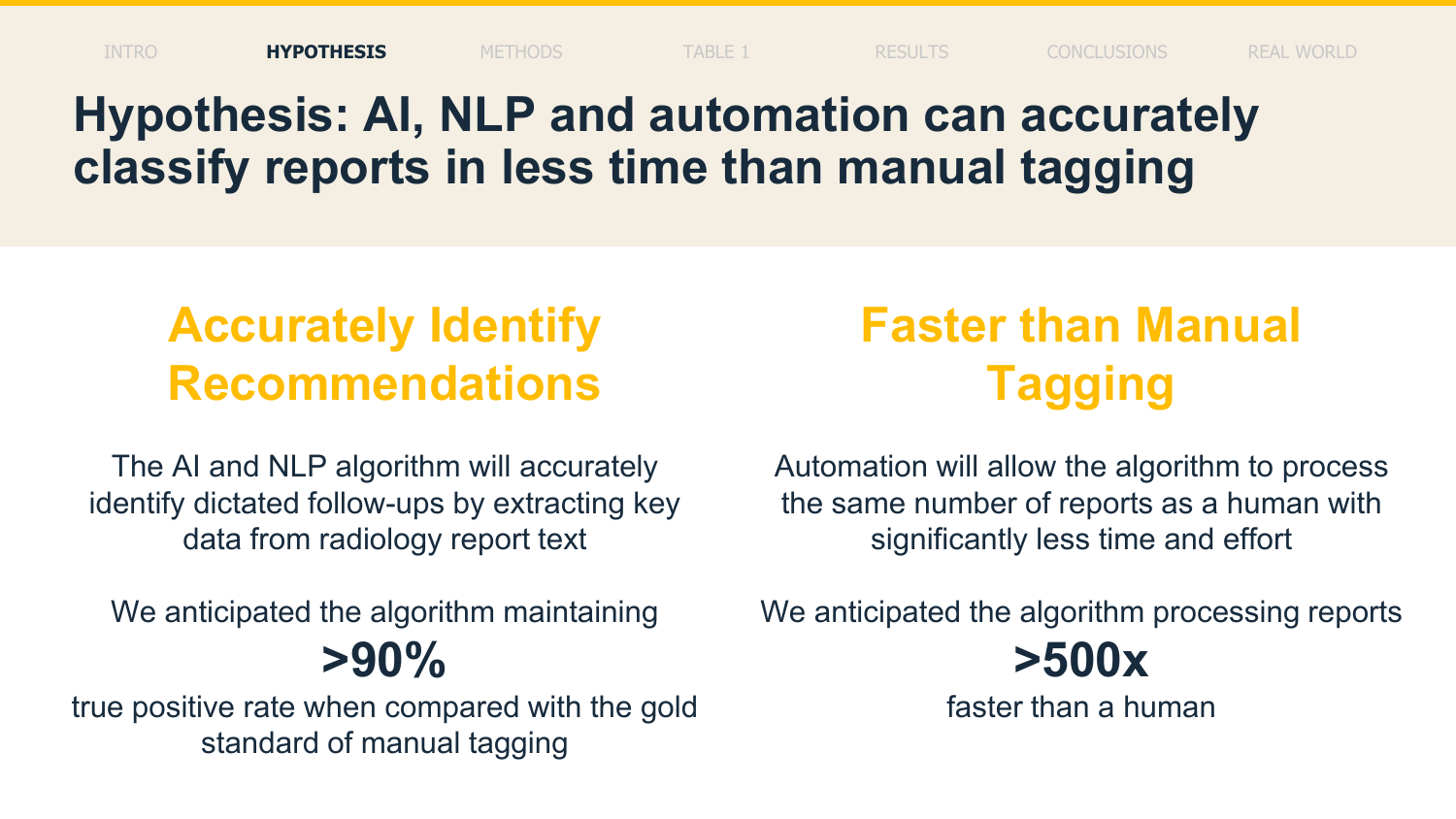INTRO | **HYPOTHESIS** | METHODS | TABLE 1 | RESULTS | CONCLUSIONS | REAL WORLD

# Hypothesis: AI, NLP and automation can accurately classify reports in less time than manual tagging

## Accurately Identify Recommendations

The AI and NLP algorithm will accurately identify dictated follow-ups by extracting key data from radiology report text

We anticipated the algorithm maintaining

**>90%**

true positive rate when compared with the gold standard of manual tagging

## Faster than Manual Tagging

Automation will allow the algorithm to process the same number of reports as a human with significantly less time and effort

We anticipated the algorithm processing reports

**>500x**

faster than a human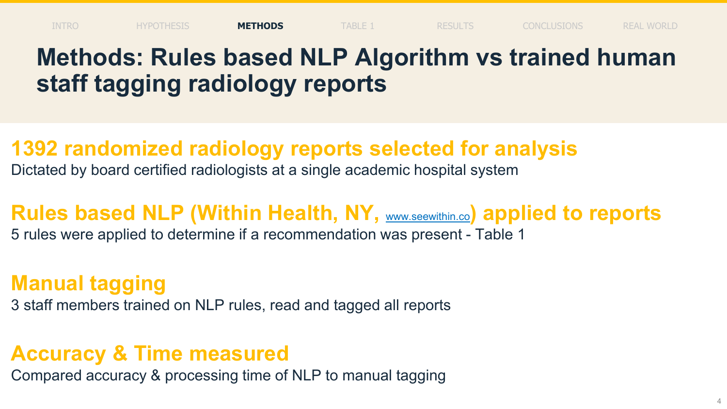# Methods: Rules based NLP Algorithm vs trained human staff tagging radiology reports

## 1392 randomized radiology reports selected for analysis

Dictated by board certified radiologists at a single academic hospital system

## Rules based NLP (Within Health, NY, www.seewithin.co) applied to reports

5 rules were applied to determine if a recommendation was present - Table 1

## Manual tagging

3 staff members trained on NLP rules, read and tagged all reports

## Accuracy & Time measured

Compared accuracy & processing time of NLP to manual tagging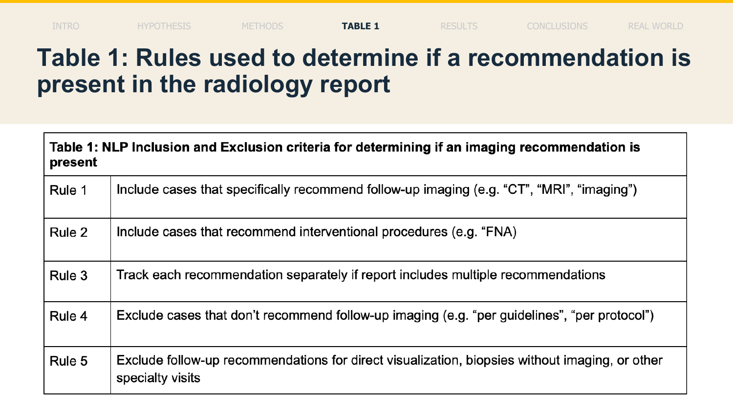# Table 1: Rules used to determine if a recommendation is present in the radiology report

| Table 1: NLP Inclusion and Exclusion criteria for determining if an imaging recommendation is present | |
|---|---|
| Rule 1 | Include cases that specifically recommend follow-up imaging (e.g. "CT", "MRI", "imaging") |
| Rule 2 | Include cases that recommend interventional procedures (e.g. "FNA) |
| Rule 3 | Track each recommendation separately if report includes multiple recommendations |
| Rule 4 | Exclude cases that don't recommend follow-up imaging (e.g. "per guidelines", "per protocol") |
| Rule 5 | Exclude follow-up recommendations for direct visualization, biopsies without imaging, or other specialty visits |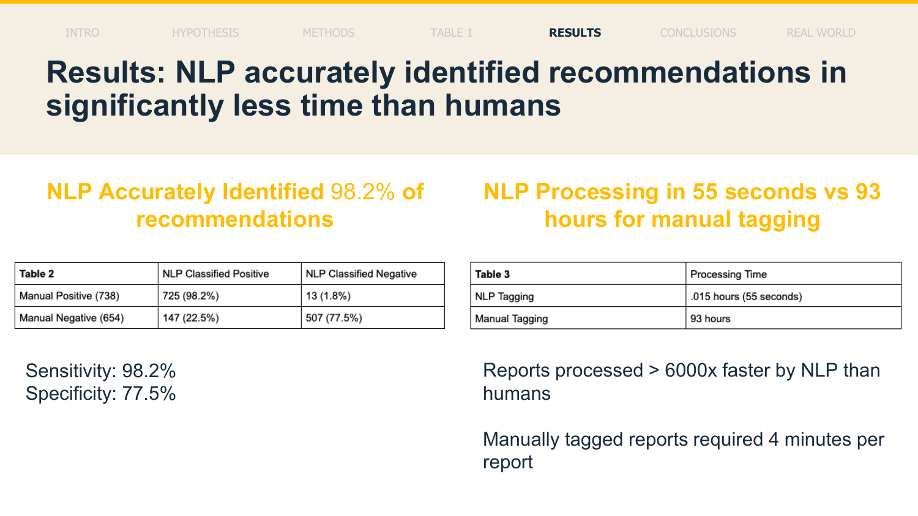# Results: NLP accurately identified recommendations in significantly less time than humans

## NLP Accurately Identified 98.2% of recommendations

| Table 2 | NLP Classified Positive | NLP Classified Negative |
|---|---|---|
| Manual Positive (738) | 725 (98.2%) | 13 (1.8%) |
| Manual Negative (654) | 147 (22.5%) | 507 (77.5%) |

Sensitivity: 98.2%
Specificity: 77.5%

## NLP Processing in 55 seconds vs 93 hours for manual tagging

| Table 3 | Processing Time |
|---|---|
| NLP Tagging | .015 hours (55 seconds) |
| Manual Tagging | 93 hours |

Reports processed > 6000x faster by NLP than humans

Manually tagged reports required 4 minutes per report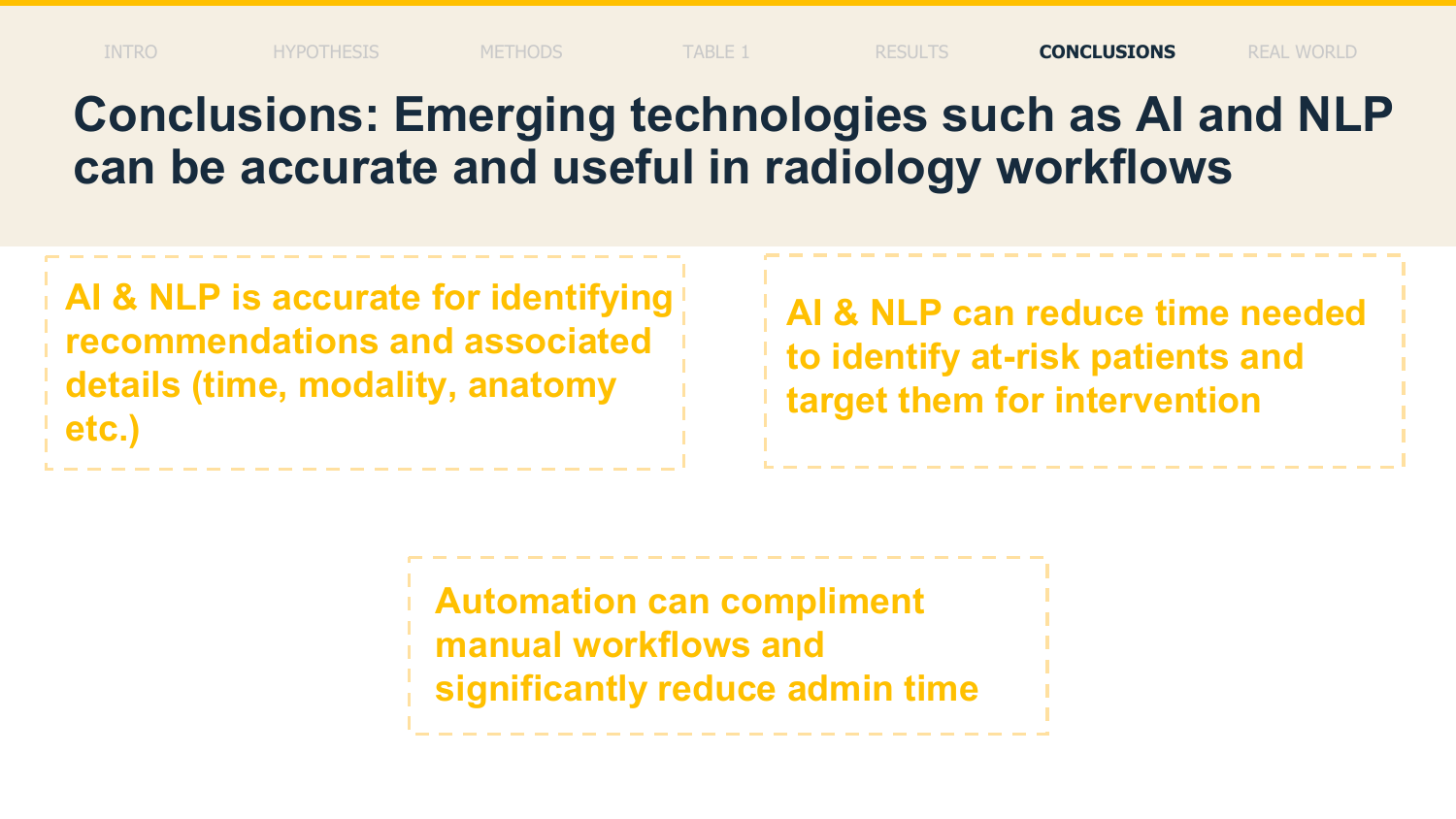INTRO HYPOTHESIS METHODS TABLE 1 RESULTS **CONCLUSIONS** REAL WORLD

# Conclusions: Emerging technologies such as AI and NLP can be accurate and useful in radiology workflows

**AI & NLP is accurate for identifying recommendations and associated details (time, modality, anatomy etc.)**

**AI & NLP can reduce time needed to identify at-risk patients and target them for intervention**

**Automation can compliment manual workflows and significantly reduce admin time**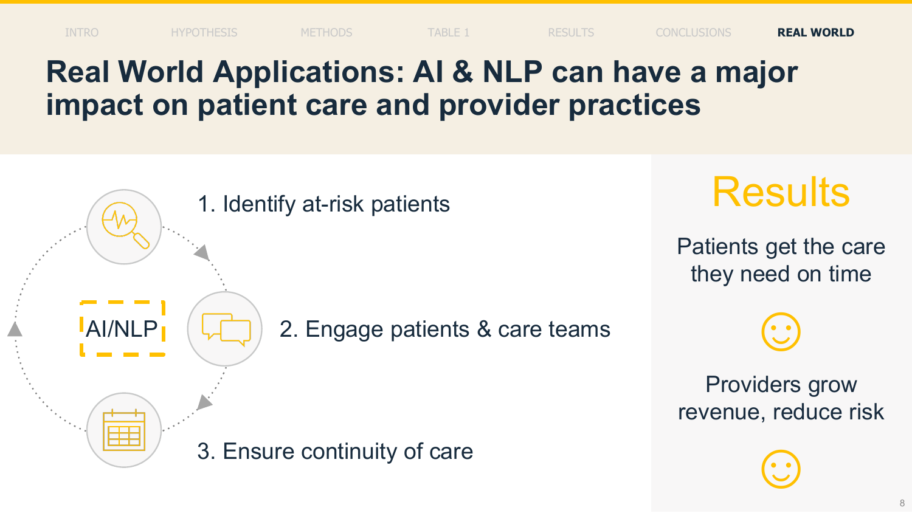INTRO HYPOTHESIS METHODS TABLE 1 RESULTS CONCLUSIONS **REAL WORLD**

# Real World Applications: AI & NLP can have a major impact on patient care and provider practices

AI/NLP

1. Identify at-risk patients
2. Engage patients & care teams
3. Ensure continuity of care

## Results

Patients get the care they need on time

☺

Providers grow revenue, reduce risk

☺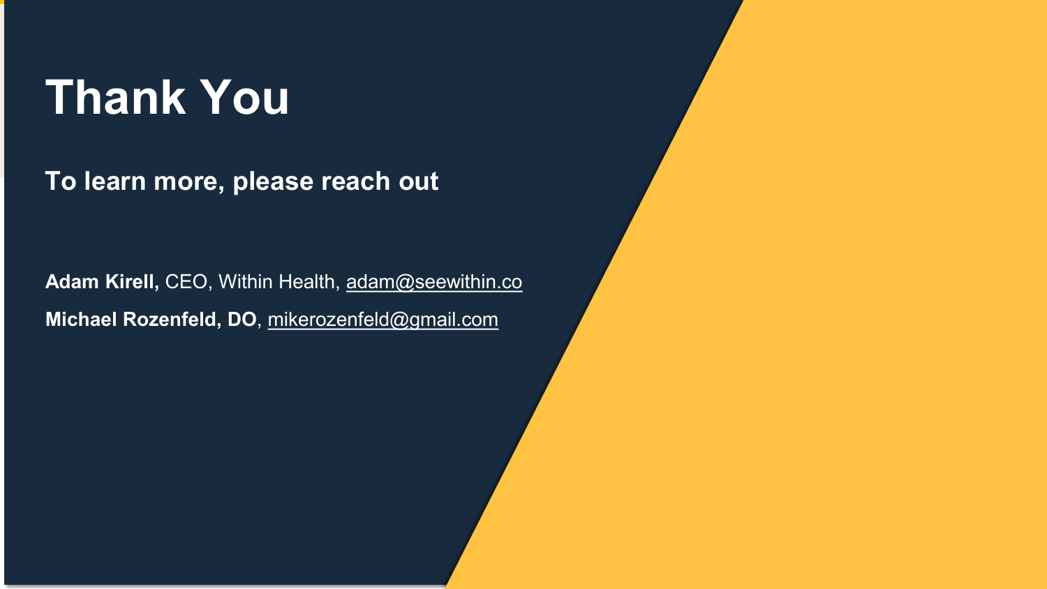# Thank You

## To learn more, please reach out

**Adam Kirell,** CEO, Within Health, adam@seewithin.co

**Michael Rozenfeld, DO**, mikerozenfeld@gmail.com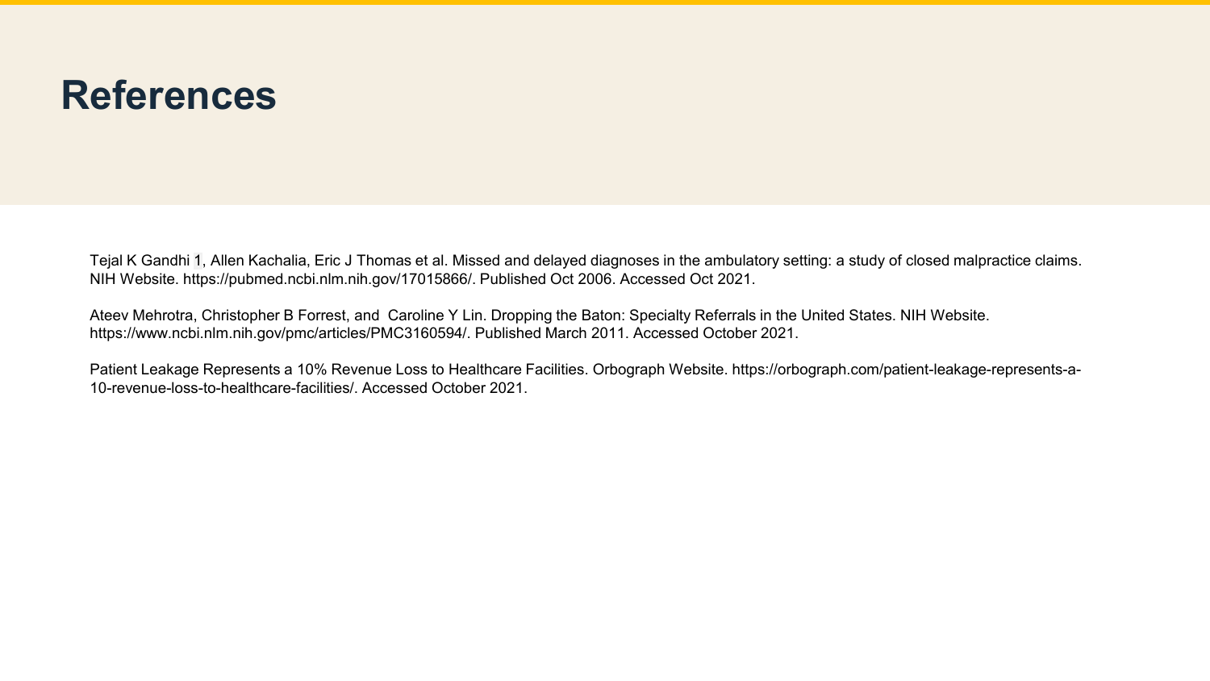# References

Tejal K Gandhi [1], Allen Kachalia, Eric J Thomas et al. Missed and delayed diagnoses in the ambulatory setting: a study of closed malpractice claims. NIH Website. https://pubmed.ncbi.nlm.nih.gov/17015866/. Published Oct 2006. Accessed Oct 2021.

Ateev Mehrotra, Christopher B Forrest, and Caroline Y Lin. Dropping the Baton: Specialty Referrals in the United States. NIH Website. https://www.ncbi.nlm.nih.gov/pmc/articles/PMC3160594/. Published March 2011. Accessed October 2021.

Patient Leakage Represents a 10% Revenue Loss to Healthcare Facilities. Orbograph Website. https://orbograph.com/patient-leakage-represents-a-10-revenue-loss-to-healthcare-facilities/. Accessed October 2021.